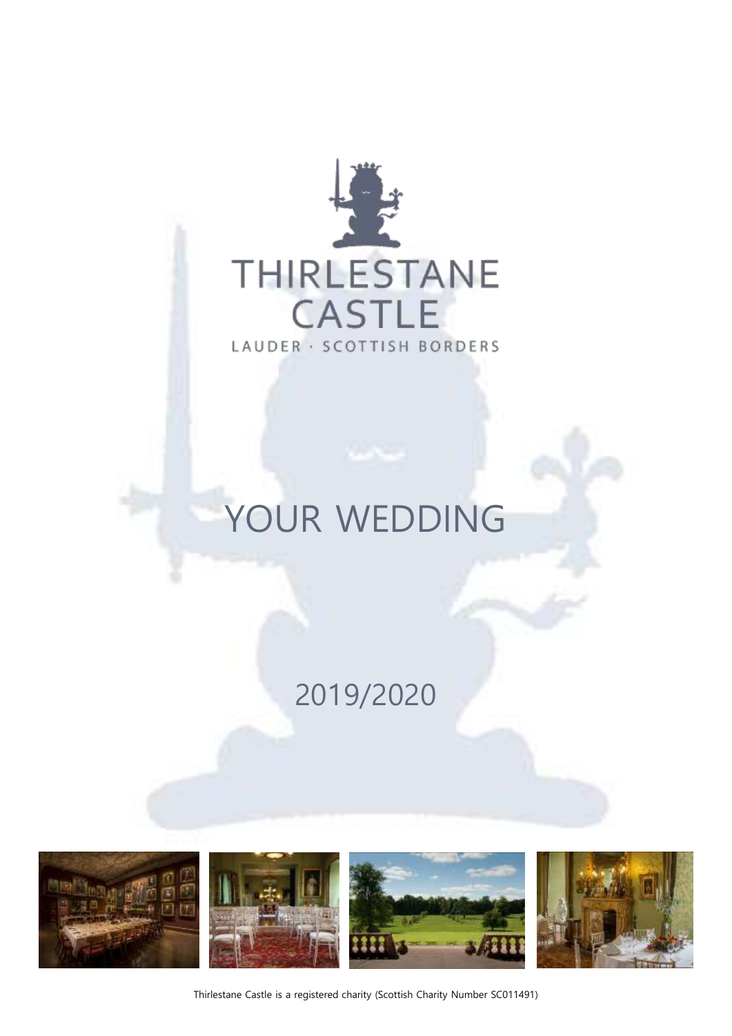# THIRLESTANE CASTLE

LAUDER · SCOTTISH BORDERS

# YOUR WEDDING

## 2019/2020

Thirlestane Castle is a registered charity (Scottish Charity Number SC011491)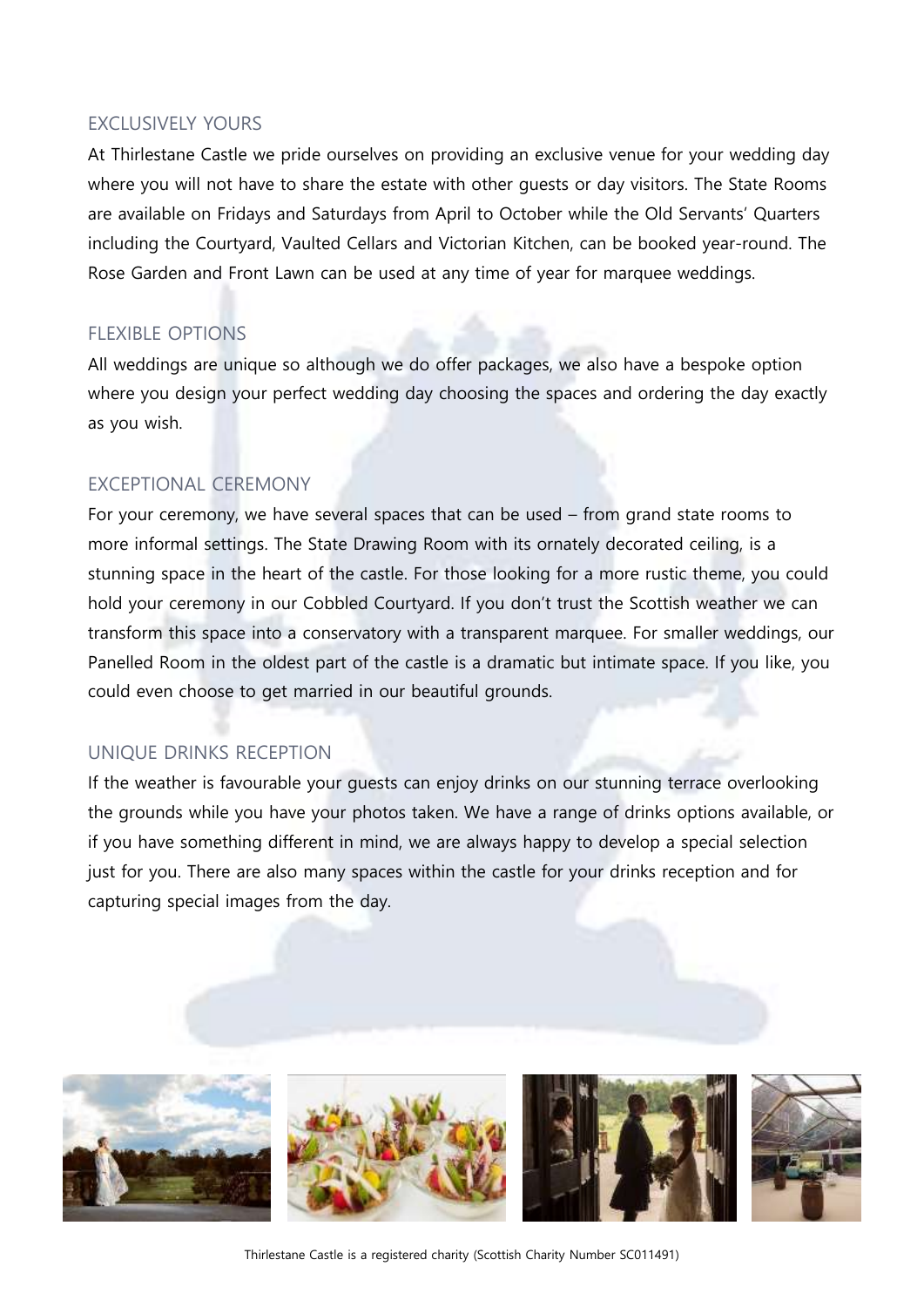## EXCLUSIVELY YOURS

At Thirlestane Castle we pride ourselves on providing an exclusive venue for your wedding day where you will not have to share the estate with other guests or day visitors. The State Rooms are available on Fridays and Saturdays from April to October while the Old Servants' Quarters including the Courtyard, Vaulted Cellars and Victorian Kitchen, can be booked year-round. The Rose Garden and Front Lawn can be used at any time of year for marquee weddings.

## FLEXIBLE OPTIONS

All weddings are unique so although we do offer packages, we also have a bespoke option where you design your perfect wedding day choosing the spaces and ordering the day exactly as you wish.

## EXCEPTIONAL CEREMONY

For your ceremony, we have several spaces that can be used – from grand state rooms to more informal settings. The State Drawing Room with its ornately decorated ceiling, is a stunning space in the heart of the castle. For those looking for a more rustic theme, you could hold your ceremony in our Cobbled Courtyard. If you don't trust the Scottish weather we can transform this space into a conservatory with a transparent marquee. For smaller weddings, our Panelled Room in the oldest part of the castle is a dramatic but intimate space. If you like, you could even choose to get married in our beautiful grounds.

## UNIQUE DRINKS RECEPTION

If the weather is favourable your guests can enjoy drinks on our stunning terrace overlooking the grounds while you have your photos taken. We have a range of drinks options available, or if you have something different in mind, we are always happy to develop a special selection just for you. There are also many spaces within the castle for your drinks reception and for capturing special images from the day.

Thirlestane Castle is a registered charity (Scottish Charity Number SC011491)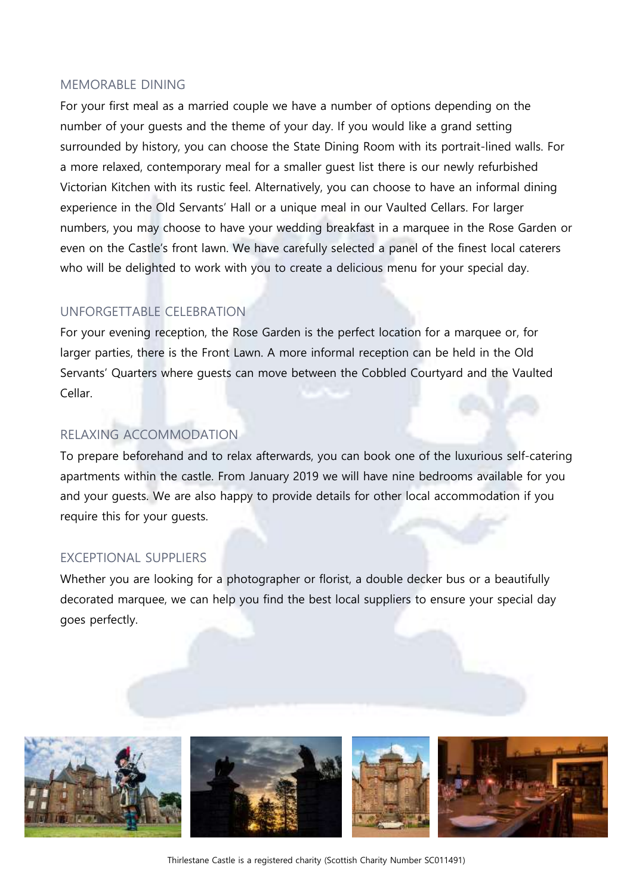## MEMORABLE DINING

For your first meal as a married couple we have a number of options depending on the number of your guests and the theme of your day. If you would like a grand setting surrounded by history, you can choose the State Dining Room with its portrait-lined walls. For a more relaxed, contemporary meal for a smaller guest list there is our newly refurbished Victorian Kitchen with its rustic feel. Alternatively, you can choose to have an informal dining experience in the Old Servants' Hall or a unique meal in our Vaulted Cellars. For larger numbers, you may choose to have your wedding breakfast in a marquee in the Rose Garden or even on the Castle's front lawn. We have carefully selected a panel of the finest local caterers who will be delighted to work with you to create a delicious menu for your special day.

## UNFORGETTABLE CELEBRATION

For your evening reception, the Rose Garden is the perfect location for a marquee or, for larger parties, there is the Front Lawn. A more informal reception can be held in the Old Servants' Quarters where guests can move between the Cobbled Courtyard and the Vaulted Cellar.

## RELAXING ACCOMMODATION

To prepare beforehand and to relax afterwards, you can book one of the luxurious self-catering apartments within the castle. From January 2019 we will have nine bedrooms available for you and your guests. We are also happy to provide details for other local accommodation if you require this for your guests.

## EXCEPTIONAL SUPPLIERS

Whether you are looking for a photographer or florist, a double decker bus or a beautifully decorated marquee, we can help you find the best local suppliers to ensure your special day goes perfectly.

Thirlestane Castle is a registered charity (Scottish Charity Number SC011491)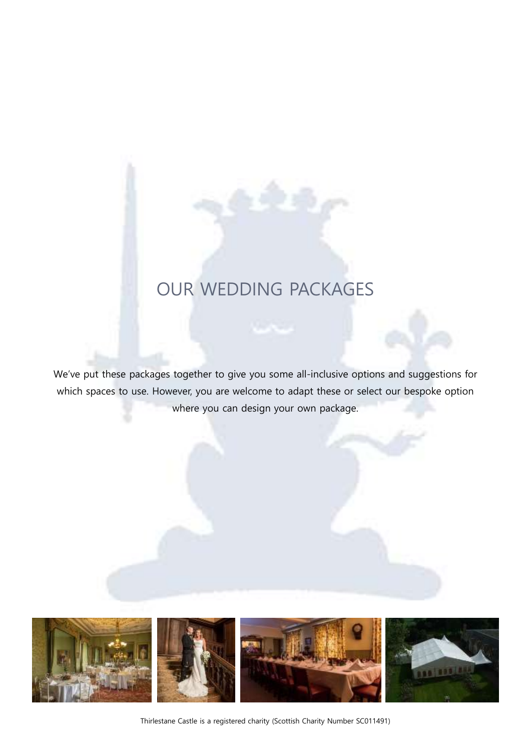# OUR WEDDING PACKAGES

We've put these packages together to give you some all-inclusive options and suggestions for which spaces to use. However, you are welcome to adapt these or select our bespoke option where you can design your own package.

Thirlestane Castle is a registered charity (Scottish Charity Number SC011491)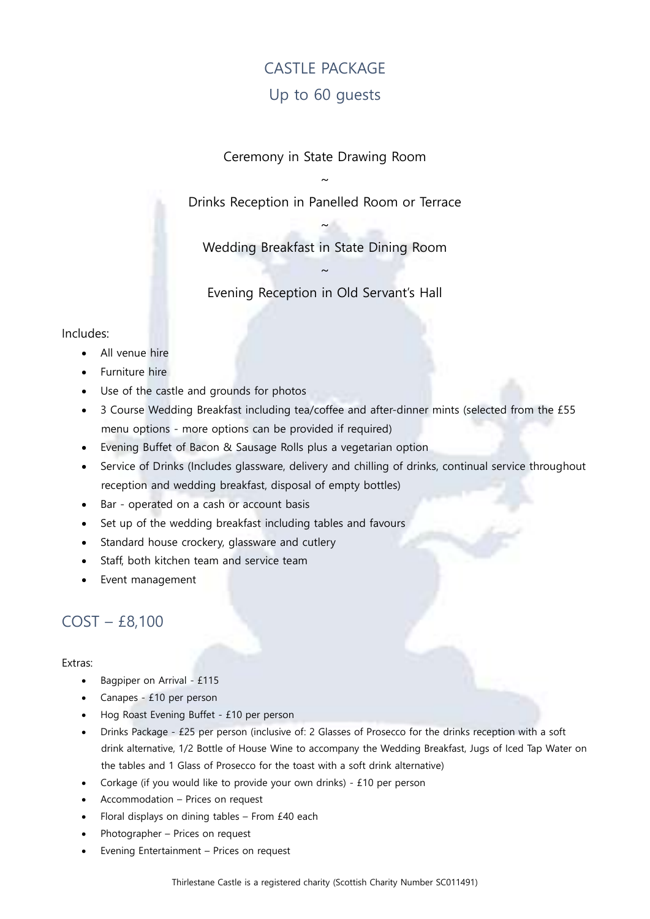# CASTLE PACKAGE

## Up to 60 guests

Ceremony in State Drawing Room

~

Drinks Reception in Panelled Room or Terrace

~

Wedding Breakfast in State Dining Room

~

Evening Reception in Old Servant's Hall

Includes:

- All venue hire
- Furniture hire
- Use of the castle and grounds for photos
- 3 Course Wedding Breakfast including tea/coffee and after-dinner mints (selected from the £55 menu options - more options can be provided if required)
- Evening Buffet of Bacon & Sausage Rolls plus a vegetarian option
- Service of Drinks (Includes glassware, delivery and chilling of drinks, continual service throughout reception and wedding breakfast, disposal of empty bottles)
- Bar - operated on a cash or account basis
- Set up of the wedding breakfast including tables and favours
- Standard house crockery, glassware and cutlery
- Staff, both kitchen team and service team
- Event management

## COST – £8,100

Extras:

- Bagpiper on Arrival - £115
- Canapes - £10 per person
- Hog Roast Evening Buffet - £10 per person
- Drinks Package - £25 per person (inclusive of: 2 Glasses of Prosecco for the drinks reception with a soft drink alternative, 1/2 Bottle of House Wine to accompany the Wedding Breakfast, Jugs of Iced Tap Water on the tables and 1 Glass of Prosecco for the toast with a soft drink alternative)
- Corkage (if you would like to provide your own drinks) - £10 per person
- Accommodation – Prices on request
- Floral displays on dining tables – From £40 each
- Photographer – Prices on request
- Evening Entertainment – Prices on request

Thirlestane Castle is a registered charity (Scottish Charity Number SC011491)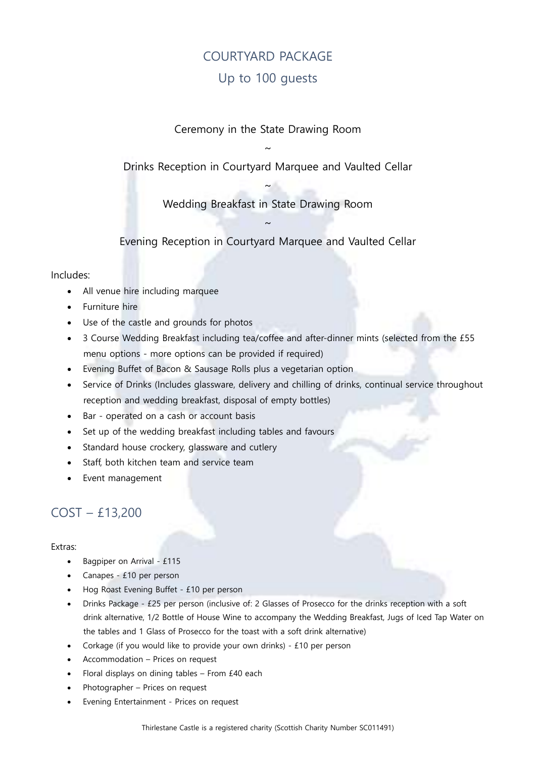# COURTYARD PACKAGE

## Up to 100 guests

Ceremony in the State Drawing Room

~

Drinks Reception in Courtyard Marquee and Vaulted Cellar

~

Wedding Breakfast in State Drawing Room

~

Evening Reception in Courtyard Marquee and Vaulted Cellar

Includes:

- All venue hire including marquee
- Furniture hire
- Use of the castle and grounds for photos
- 3 Course Wedding Breakfast including tea/coffee and after-dinner mints (selected from the £55 menu options - more options can be provided if required)
- Evening Buffet of Bacon & Sausage Rolls plus a vegetarian option
- Service of Drinks (Includes glassware, delivery and chilling of drinks, continual service throughout reception and wedding breakfast, disposal of empty bottles)
- Bar - operated on a cash or account basis
- Set up of the wedding breakfast including tables and favours
- Standard house crockery, glassware and cutlery
- Staff, both kitchen team and service team
- Event management

## COST – £13,200

Extras:

- Bagpiper on Arrival - £115
- Canapes - £10 per person
- Hog Roast Evening Buffet - £10 per person
- Drinks Package - £25 per person (inclusive of: 2 Glasses of Prosecco for the drinks reception with a soft drink alternative, 1/2 Bottle of House Wine to accompany the Wedding Breakfast, Jugs of Iced Tap Water on the tables and 1 Glass of Prosecco for the toast with a soft drink alternative)
- Corkage (if you would like to provide your own drinks) - £10 per person
- Accommodation – Prices on request
- Floral displays on dining tables – From £40 each
- Photographer – Prices on request
- Evening Entertainment - Prices on request

Thirlestane Castle is a registered charity (Scottish Charity Number SC011491)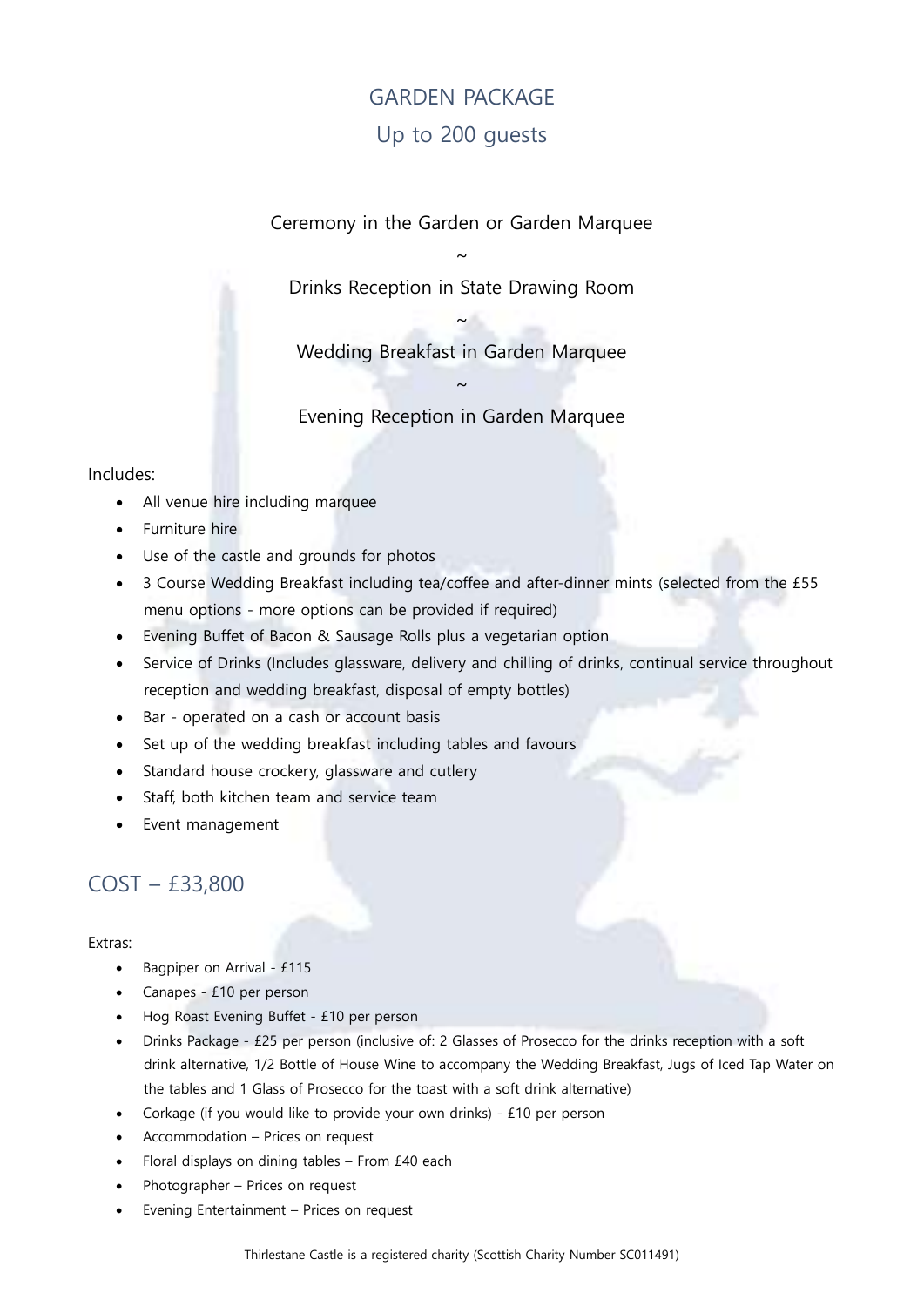# GARDEN PACKAGE

## Up to 200 guests

Ceremony in the Garden or Garden Marquee

~

Drinks Reception in State Drawing Room

~

Wedding Breakfast in Garden Marquee

~

Evening Reception in Garden Marquee

Includes:

- All venue hire including marquee
- Furniture hire
- Use of the castle and grounds for photos
- 3 Course Wedding Breakfast including tea/coffee and after-dinner mints (selected from the £55 menu options - more options can be provided if required)
- Evening Buffet of Bacon & Sausage Rolls plus a vegetarian option
- Service of Drinks (Includes glassware, delivery and chilling of drinks, continual service throughout reception and wedding breakfast, disposal of empty bottles)
- Bar - operated on a cash or account basis
- Set up of the wedding breakfast including tables and favours
- Standard house crockery, glassware and cutlery
- Staff, both kitchen team and service team
- Event management

## COST – £33,800

Extras:

- Bagpiper on Arrival - £115
- Canapes - £10 per person
- Hog Roast Evening Buffet - £10 per person
- Drinks Package - £25 per person (inclusive of: 2 Glasses of Prosecco for the drinks reception with a soft drink alternative, 1/2 Bottle of House Wine to accompany the Wedding Breakfast, Jugs of Iced Tap Water on the tables and 1 Glass of Prosecco for the toast with a soft drink alternative)
- Corkage (if you would like to provide your own drinks) - £10 per person
- Accommodation – Prices on request
- Floral displays on dining tables – From £40 each
- Photographer – Prices on request
- Evening Entertainment – Prices on request

Thirlestane Castle is a registered charity (Scottish Charity Number SC011491)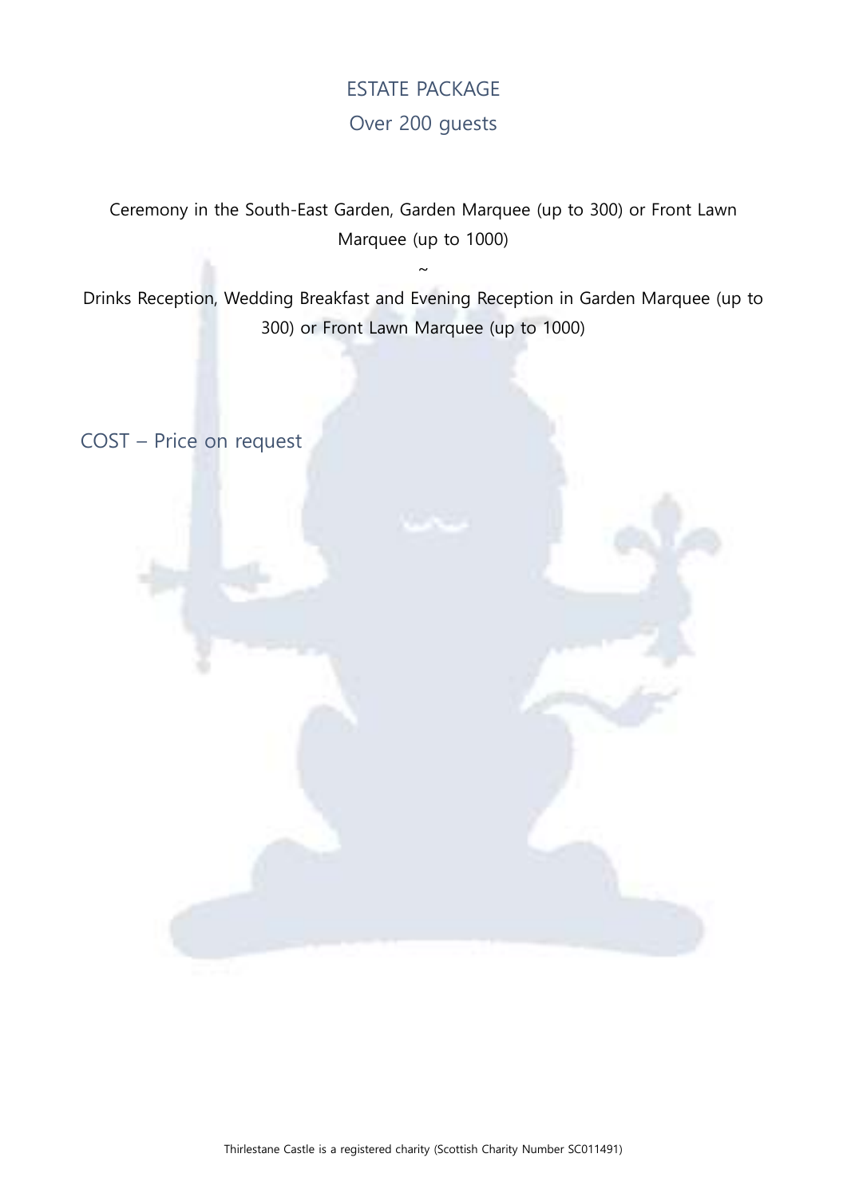## ESTATE PACKAGE

### Over 200 guests

Ceremony in the South-East Garden, Garden Marquee (up to 300) or Front Lawn Marquee (up to 1000)

~

Drinks Reception, Wedding Breakfast and Evening Reception in Garden Marquee (up to 300) or Front Lawn Marquee (up to 1000)

COST – Price on request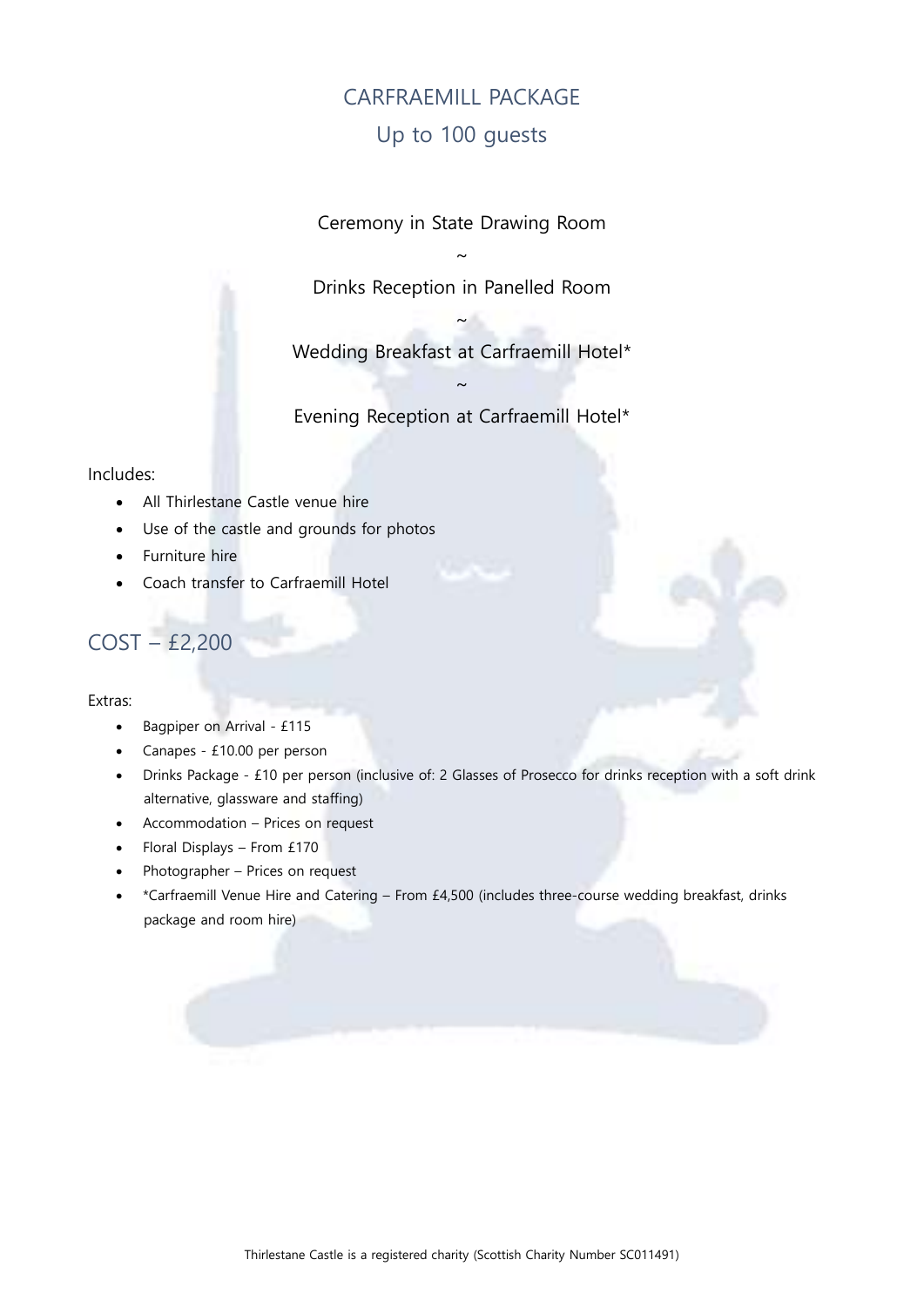# CARFRAEMILL PACKAGE

## Up to 100 guests

Ceremony in State Drawing Room

~

Drinks Reception in Panelled Room

~

Wedding Breakfast at Carfraemill Hotel*

~

Evening Reception at Carfraemill Hotel*

Includes:

- All Thirlestane Castle venue hire
- Use of the castle and grounds for photos
- Furniture hire
- Coach transfer to Carfraemill Hotel

## COST – £2,200

Extras:

- Bagpiper on Arrival - £115
- Canapes - £10.00 per person
- Drinks Package - £10 per person (inclusive of: 2 Glasses of Prosecco for drinks reception with a soft drink alternative, glassware and staffing)
- Accommodation – Prices on request
- Floral Displays – From £170
- Photographer – Prices on request
- *Carfraemill Venue Hire and Catering – From £4,500 (includes three-course wedding breakfast, drinks package and room hire)

Thirlestane Castle is a registered charity (Scottish Charity Number SC011491)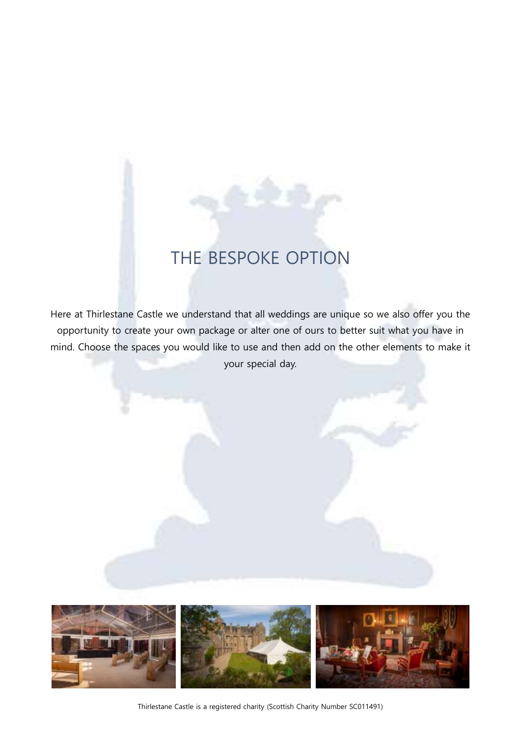# THE BESPOKE OPTION

Here at Thirlestane Castle we understand that all weddings are unique so we also offer you the opportunity to create your own package or alter one of ours to better suit what you have in mind. Choose the spaces you would like to use and then add on the other elements to make it your special day.

Thirlestane Castle is a registered charity (Scottish Charity Number SC011491)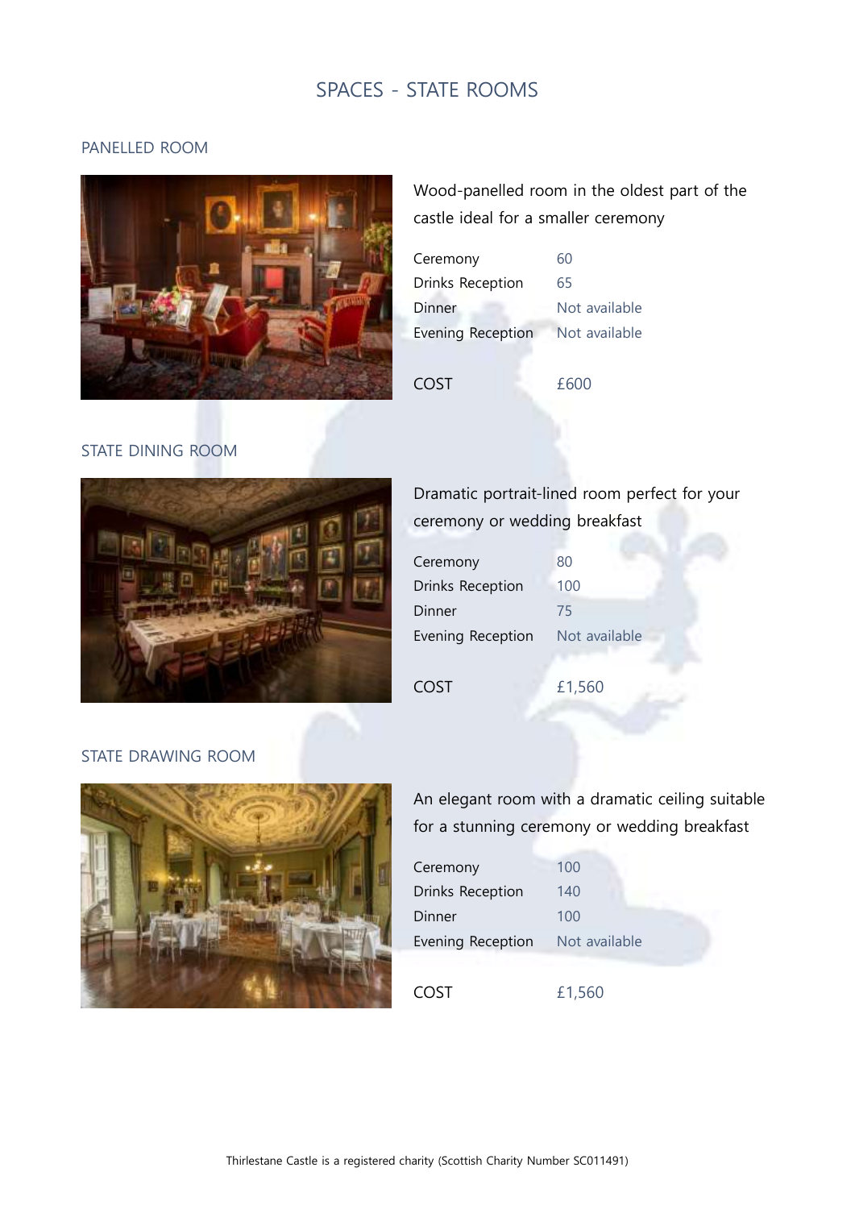# SPACES - STATE ROOMS

## PANELLED ROOM

Wood-panelled room in the oldest part of the castle ideal for a smaller ceremony

| | |
|---|---|
| Ceremony | 60 |
| Drinks Reception | 65 |
| Dinner | Not available |
| Evening Reception | Not available |

COST £600

## STATE DINING ROOM

Dramatic portrait-lined room perfect for your ceremony or wedding breakfast

| | |
|---|---|
| Ceremony | 80 |
| Drinks Reception | 100 |
| Dinner | 75 |
| Evening Reception | Not available |

COST £1,560

## STATE DRAWING ROOM

An elegant room with a dramatic ceiling suitable for a stunning ceremony or wedding breakfast

| | |
|---|---|
| Ceremony | 100 |
| Drinks Reception | 140 |
| Dinner | 100 |
| Evening Reception | Not available |

COST £1,560

Thirlestane Castle is a registered charity (Scottish Charity Number SC011491)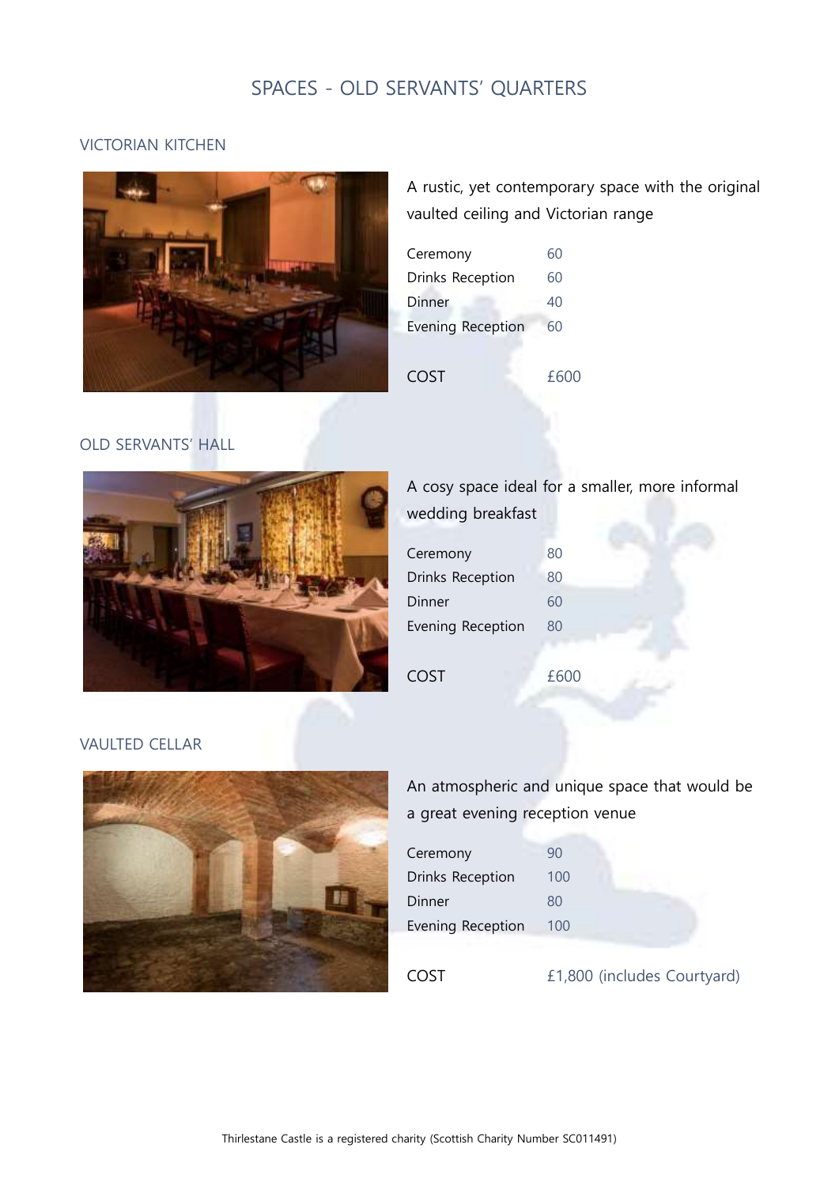# SPACES - OLD SERVANTS' QUARTERS

## VICTORIAN KITCHEN

A rustic, yet contemporary space with the original vaulted ceiling and Victorian range

| | |
|---|---|
| Ceremony | 60 |
| Drinks Reception | 60 |
| Dinner | 40 |
| Evening Reception | 60 |
| COST | £600 |

## OLD SERVANTS' HALL

A cosy space ideal for a smaller, more informal wedding breakfast

| | |
|---|---|
| Ceremony | 80 |
| Drinks Reception | 80 |
| Dinner | 60 |
| Evening Reception | 80 |
| COST | £600 |

## VAULTED CELLAR

An atmospheric and unique space that would be a great evening reception venue

| | |
|---|---|
| Ceremony | 90 |
| Drinks Reception | 100 |
| Dinner | 80 |
| Evening Reception | 100 |
| COST | £1,800 (includes Courtyard) |

Thirlestane Castle is a registered charity (Scottish Charity Number SC011491)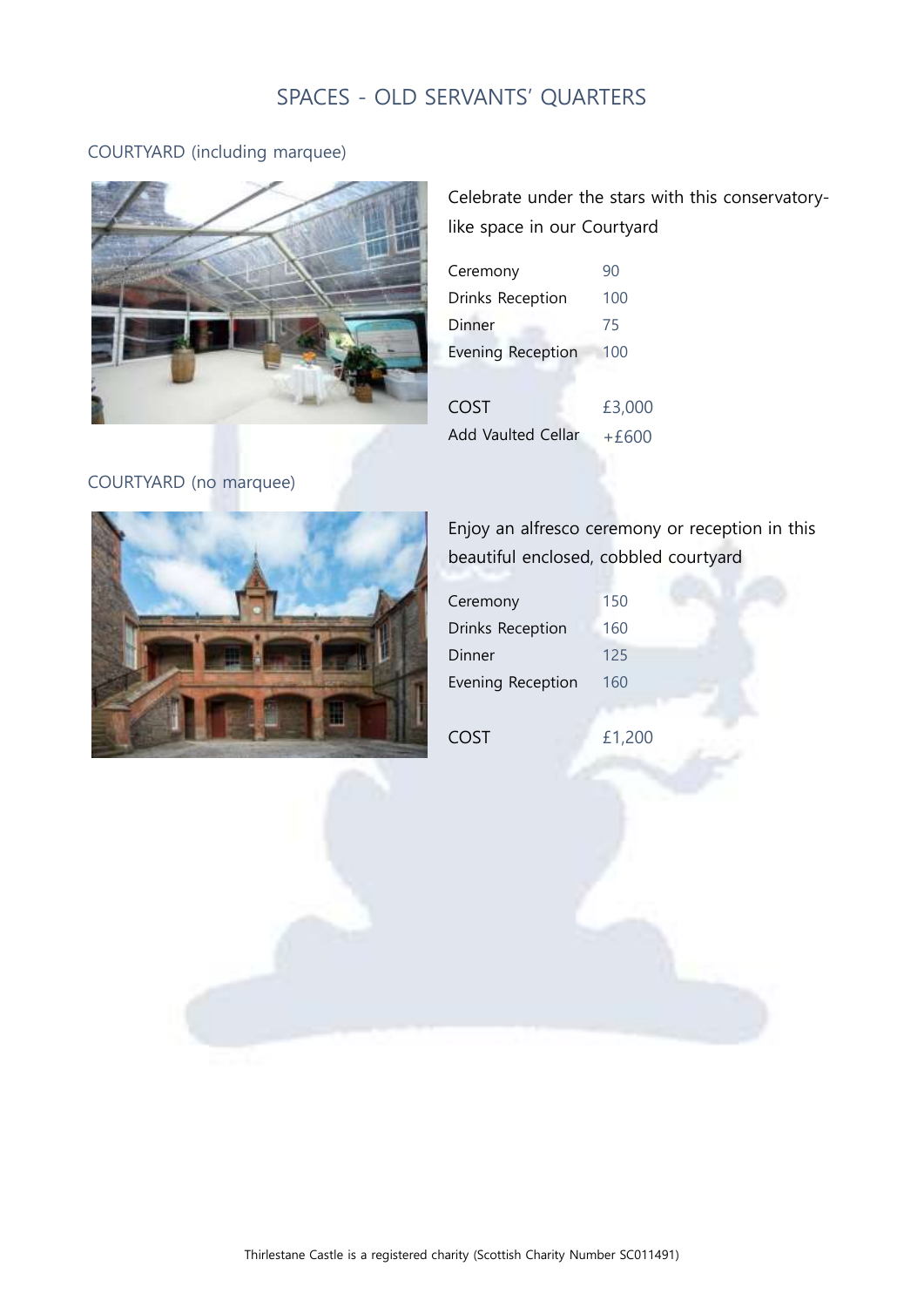# SPACES - OLD SERVANTS' QUARTERS

## COURTYARD (including marquee)

Celebrate under the stars with this conservatory-like space in our Courtyard

| | |
|---|---|
| Ceremony | 90 |
| Drinks Reception | 100 |
| Dinner | 75 |
| Evening Reception | 100 |
| COST | £3,000 |
| Add Vaulted Cellar | +£600 |

## COURTYARD (no marquee)

Enjoy an alfresco ceremony or reception in this beautiful enclosed, cobbled courtyard

| | |
|---|---|
| Ceremony | 150 |
| Drinks Reception | 160 |
| Dinner | 125 |
| Evening Reception | 160 |
| COST | £1,200 |

Thirlestane Castle is a registered charity (Scottish Charity Number SC011491)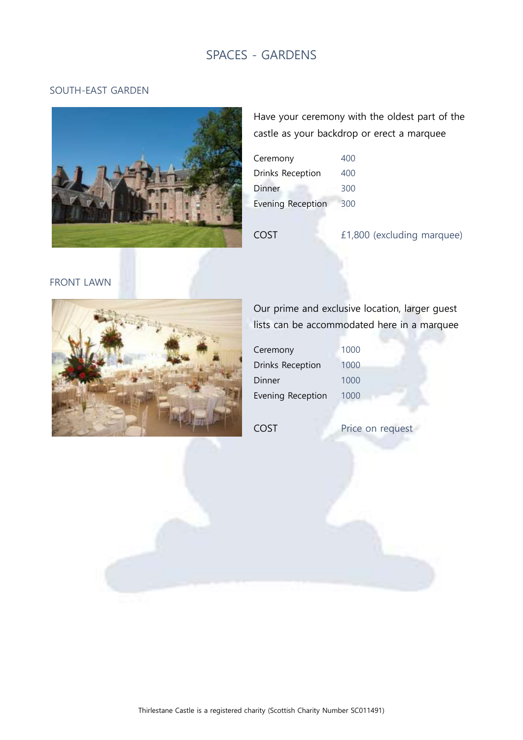# SPACES - GARDENS

## SOUTH-EAST GARDEN

Have your ceremony with the oldest part of the castle as your backdrop or erect a marquee

| | |
|---|---|
| Ceremony | 400 |
| Drinks Reception | 400 |
| Dinner | 300 |
| Evening Reception | 300 |

COST £1,800 (excluding marquee)

## FRONT LAWN

Our prime and exclusive location, larger guest lists can be accommodated here in a marquee

| | |
|---|---|
| Ceremony | 1000 |
| Drinks Reception | 1000 |
| Dinner | 1000 |
| Evening Reception | 1000 |

COST Price on request

Thirlestane Castle is a registered charity (Scottish Charity Number SC011491)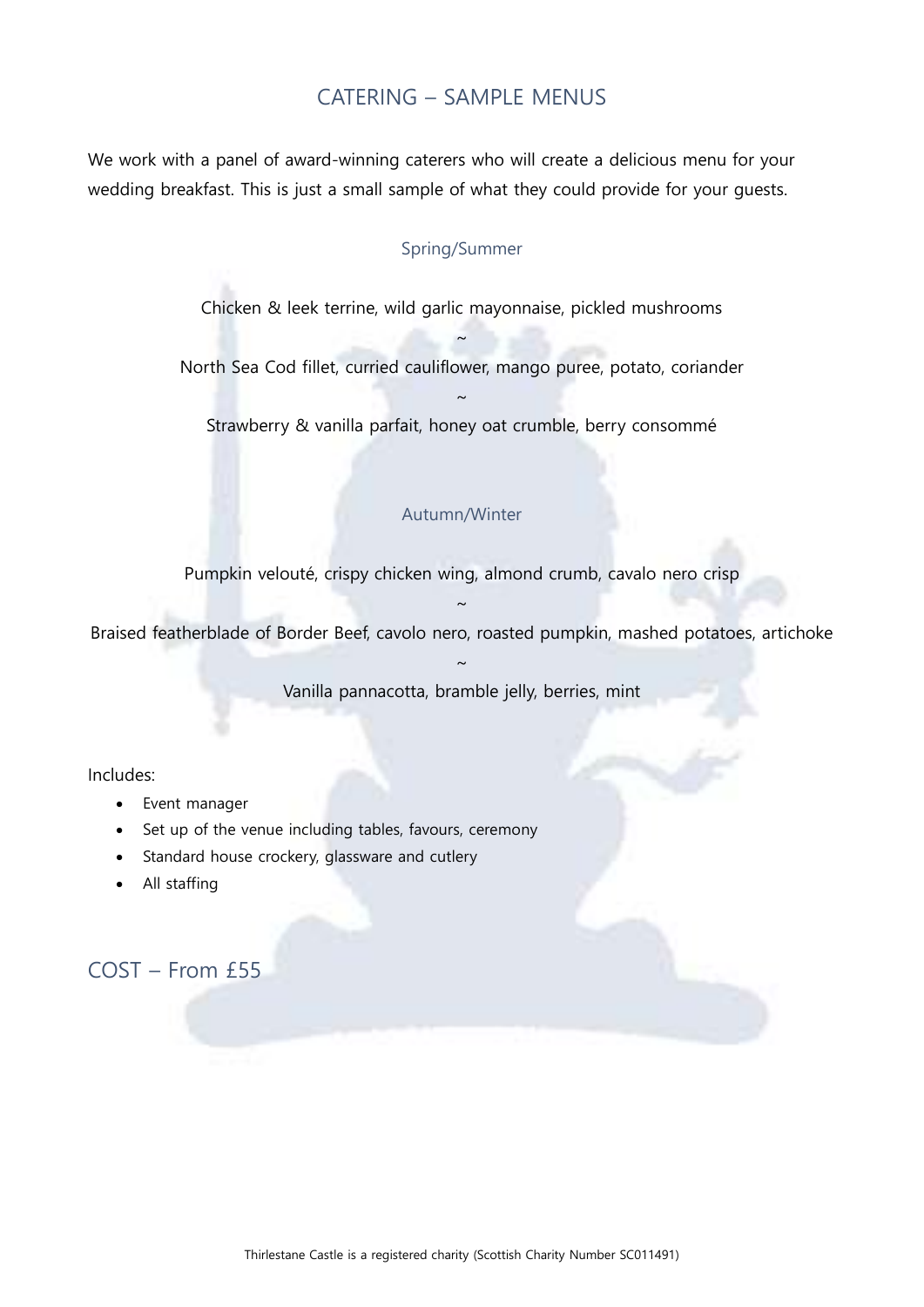# CATERING – SAMPLE MENUS

We work with a panel of award-winning caterers who will create a delicious menu for your wedding breakfast. This is just a small sample of what they could provide for your guests.

## Spring/Summer

Chicken & leek terrine, wild garlic mayonnaise, pickled mushrooms

~

North Sea Cod fillet, curried cauliflower, mango puree, potato, coriander

~

Strawberry & vanilla parfait, honey oat crumble, berry consommé

## Autumn/Winter

Pumpkin velouté, crispy chicken wing, almond crumb, cavalo nero crisp

~

Braised featherblade of Border Beef, cavolo nero, roasted pumpkin, mashed potatoes, artichoke

~

Vanilla pannacotta, bramble jelly, berries, mint

Includes:

- Event manager
- Set up of the venue including tables, favours, ceremony
- Standard house crockery, glassware and cutlery
- All staffing

## COST – From £55

Thirlestane Castle is a registered charity (Scottish Charity Number SC011491)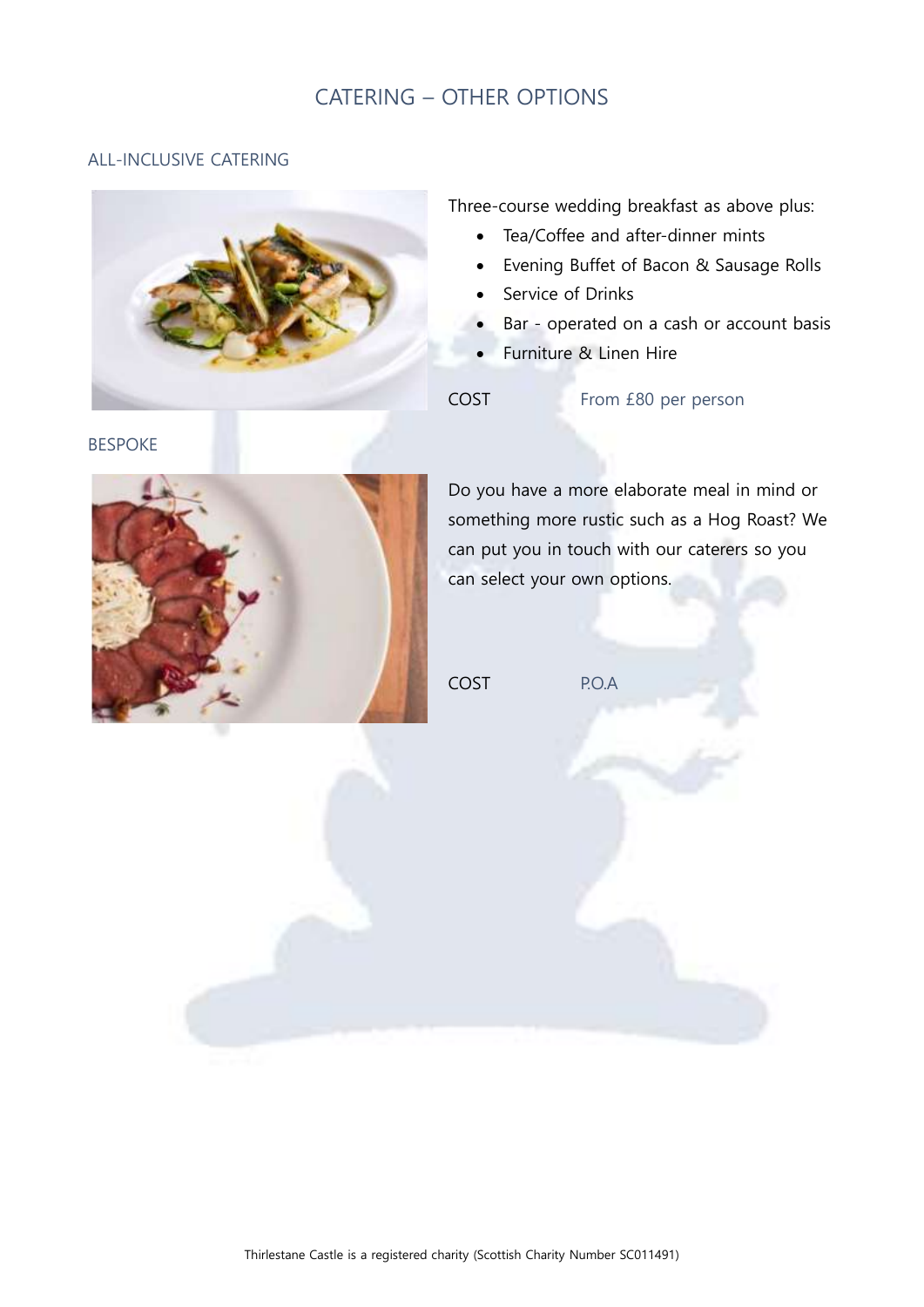# CATERING – OTHER OPTIONS

## ALL-INCLUSIVE CATERING

Three-course wedding breakfast as above plus:

- Tea/Coffee and after-dinner mints
- Evening Buffet of Bacon & Sausage Rolls
- Service of Drinks
- Bar - operated on a cash or account basis
- Furniture & Linen Hire

COST From £80 per person

## BESPOKE

Do you have a more elaborate meal in mind or something more rustic such as a Hog Roast? We can put you in touch with our caterers so you can select your own options.

COST P.O.A

Thirlestane Castle is a registered charity (Scottish Charity Number SC011491)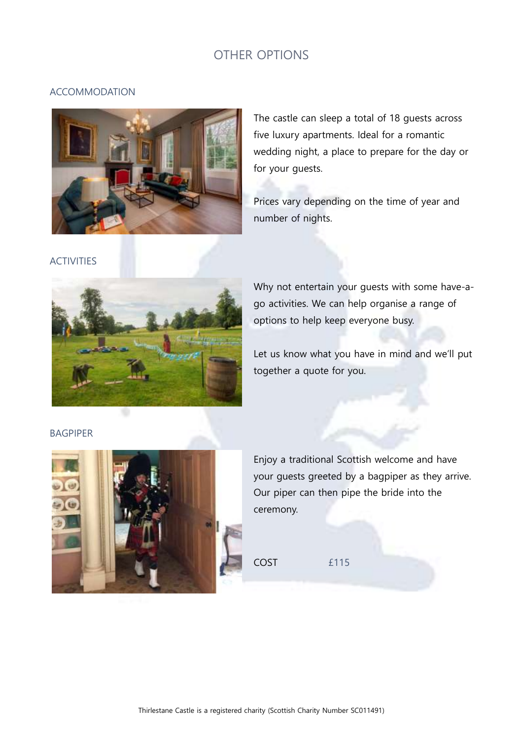# OTHER OPTIONS

## ACCOMMODATION

The castle can sleep a total of 18 guests across five luxury apartments. Ideal for a romantic wedding night, a place to prepare for the day or for your guests.

Prices vary depending on the time of year and number of nights.

## ACTIVITIES

Why not entertain your guests with some have-a-go activities. We can help organise a range of options to help keep everyone busy.

Let us know what you have in mind and we'll put together a quote for you.

## BAGPIPER

Enjoy a traditional Scottish welcome and have your guests greeted by a bagpiper as they arrive. Our piper can then pipe the bride into the ceremony.

COST £115

Thirlestane Castle is a registered charity (Scottish Charity Number SC011491)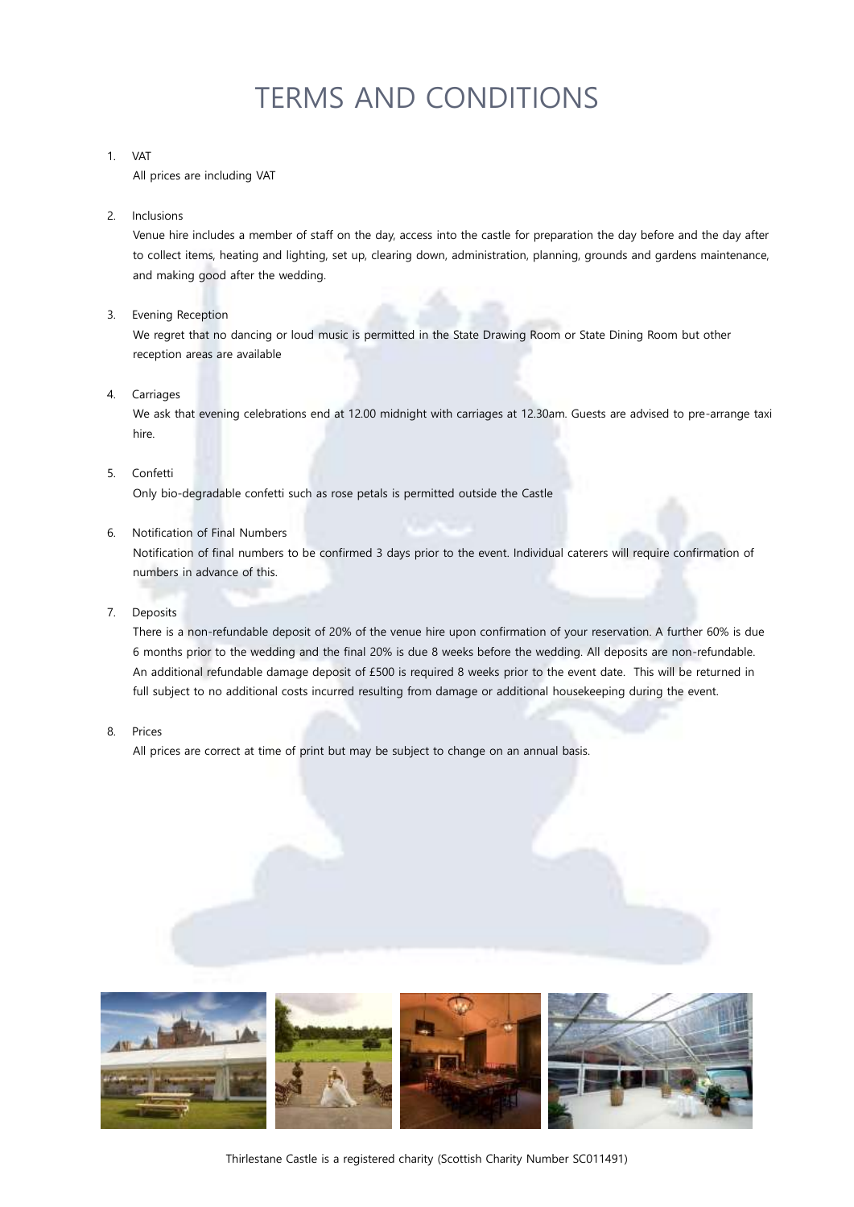# TERMS AND CONDITIONS

1. VAT

   All prices are including VAT

2. Inclusions

   Venue hire includes a member of staff on the day, access into the castle for preparation the day before and the day after to collect items, heating and lighting, set up, clearing down, administration, planning, grounds and gardens maintenance, and making good after the wedding.

3. Evening Reception

   We regret that no dancing or loud music is permitted in the State Drawing Room or State Dining Room but other reception areas are available

4. Carriages

   We ask that evening celebrations end at 12.00 midnight with carriages at 12.30am. Guests are advised to pre-arrange taxi hire.

5. Confetti

   Only bio-degradable confetti such as rose petals is permitted outside the Castle

6. Notification of Final Numbers

   Notification of final numbers to be confirmed 3 days prior to the event. Individual caterers will require confirmation of numbers in advance of this.

7. Deposits

   There is a non-refundable deposit of 20% of the venue hire upon confirmation of your reservation. A further 60% is due 6 months prior to the wedding and the final 20% is due 8 weeks before the wedding. All deposits are non-refundable. An additional refundable damage deposit of £500 is required 8 weeks prior to the event date. This will be returned in full subject to no additional costs incurred resulting from damage or additional housekeeping during the event.

8. Prices

   All prices are correct at time of print but may be subject to change on an annual basis.

Thirlestane Castle is a registered charity (Scottish Charity Number SC011491)